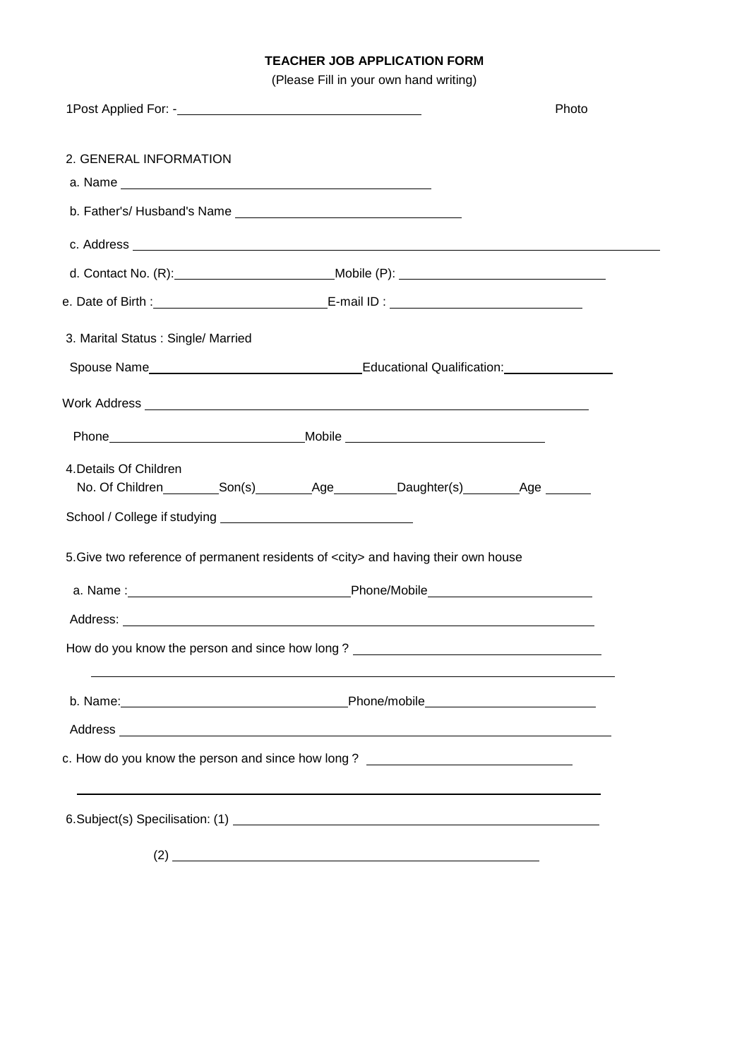# TEACHER JOB APPLICATION FORM

(Please Fill in your own hand writing)

1Post Applied For: -\_\_\_\_\_\_\_\_\_\_\_\_\_\_\_\_\_\_\_\_\_\_\_\_\_\_\_\_\_\_ Photo

2. GENERAL INFORMATION

a. Name \_\_\_\_\_\_\_\_\_\_\_\_\_\_\_\_\_\_\_\_\_\_\_\_\_\_\_\_\_\_\_\_\_\_\_\_\_\_

b. Father's/ Husband's Name \_\_\_\_\_\_\_\_\_\_\_\_\_\_\_\_\_\_\_\_\_\_\_\_\_\_\_\_

c. Address \_\_\_\_\_\_\_\_\_\_\_\_\_\_\_\_\_\_\_\_\_\_\_\_\_\_\_\_\_\_\_\_\_\_\_\_\_\_\_\_\_\_\_\_\_\_\_\_\_\_\_\_\_\_\_\_\_\_\_\_\_\_

d. Contact No. (R):\_\_\_\_\_\_\_\_\_\_\_\_\_\_\_\_\_\_\_\_\_Mobile (P): \_\_\_\_\_\_\_\_\_\_\_\_\_\_\_\_\_\_\_\_\_\_\_\_\_

e. Date of Birth :\_\_\_\_\_\_\_\_\_\_\_\_\_\_\_\_\_\_\_\_\_\_E-mail ID : \_\_\_\_\_\_\_\_\_\_\_\_\_\_\_\_\_\_\_\_\_\_\_\_

3. Marital Status : Single/ Married

Spouse Name\_\_\_\_\_\_\_\_\_\_\_\_\_\_\_\_\_\_\_\_\_\_\_\_\_\_Educational Qualification:\_\_\_\_\_\_\_\_\_\_\_\_\_\_

Work Address \_\_\_\_\_\_\_\_\_\_\_\_\_\_\_\_\_\_\_\_\_\_\_\_\_\_\_\_\_\_\_\_\_\_\_\_\_\_\_\_\_\_\_\_\_\_\_\_\_\_\_\_\_\_\_

Phone\_\_\_\_\_\_\_\_\_\_\_\_\_\_\_\_\_\_\_\_\_\_\_\_Mobile \_\_\_\_\_\_\_\_\_\_\_\_\_\_\_\_\_\_\_\_\_\_\_\_\_

4.Details Of Children

No. Of Children\_\_\_\_\_\_\_\_Son(s)\_\_\_\_\_\_\_\_Age\_\_\_\_\_\_\_\_\_Daughter(s)\_\_\_\_\_\_\_\_Age \_\_\_\_\_\_

School / College if studying \_\_\_\_\_\_\_\_\_\_\_\_\_\_\_\_\_\_\_\_\_\_\_\_\_

5.Give two reference of permanent residents of <city> and having their own house

a. Name :\_\_\_\_\_\_\_\_\_\_\_\_\_\_\_\_\_\_\_\_\_\_\_\_\_\_\_\_Phone/Mobile\_\_\_\_\_\_\_\_\_\_\_\_\_\_\_\_\_\_\_\_\_

Address: \_\_\_\_\_\_\_\_\_\_\_\_\_\_\_\_\_\_\_\_\_\_\_\_\_\_\_\_\_\_\_\_\_\_\_\_\_\_\_\_\_\_\_\_\_\_\_\_\_\_\_\_\_\_\_\_\_\_

How do you know the person and since how long ? \_\_\_\_\_\_\_\_\_\_\_\_\_\_\_\_\_\_\_\_\_\_\_\_\_\_\_\_\_\_

\_\_\_\_\_\_\_\_\_\_\_\_\_\_\_\_\_\_\_\_\_\_\_\_\_\_\_\_\_\_\_\_\_\_\_\_\_\_\_\_\_\_\_\_\_\_\_\_\_\_\_\_\_\_\_\_\_\_\_\_\_\_\_\_

b. Name:\_\_\_\_\_\_\_\_\_\_\_\_\_\_\_\_\_\_\_\_\_\_\_\_\_\_\_\_\_\_Phone/mobile\_\_\_\_\_\_\_\_\_\_\_\_\_\_\_\_\_\_\_\_\_\_

Address \_\_\_\_\_\_\_\_\_\_\_\_\_\_\_\_\_\_\_\_\_\_\_\_\_\_\_\_\_\_\_\_\_\_\_\_\_\_\_\_\_\_\_\_\_\_\_\_\_\_\_\_\_\_\_\_\_\_\_\_

c. How do you know the person and since how long ? \_\_\_\_\_\_\_\_\_\_\_\_\_\_\_\_\_\_\_\_\_\_\_\_\_\_

\_\_\_\_\_\_\_\_\_\_\_\_\_\_\_\_\_\_\_\_\_\_\_\_\_\_\_\_\_\_\_\_\_\_\_\_\_\_\_\_\_\_\_\_\_\_\_\_\_\_\_\_\_\_\_\_\_\_\_\_\_\_\_\_

6.Subject(s) Specilisation: (1) \_\_\_\_\_\_\_\_\_\_\_\_\_\_\_\_\_\_\_\_\_\_\_\_\_\_\_\_\_\_\_\_\_\_\_\_\_\_\_\_\_\_\_\_\_

(2) \_\_\_\_\_\_\_\_\_\_\_\_\_\_\_\_\_\_\_\_\_\_\_\_\_\_\_\_\_\_\_\_\_\_\_\_\_\_\_\_\_\_\_\_\_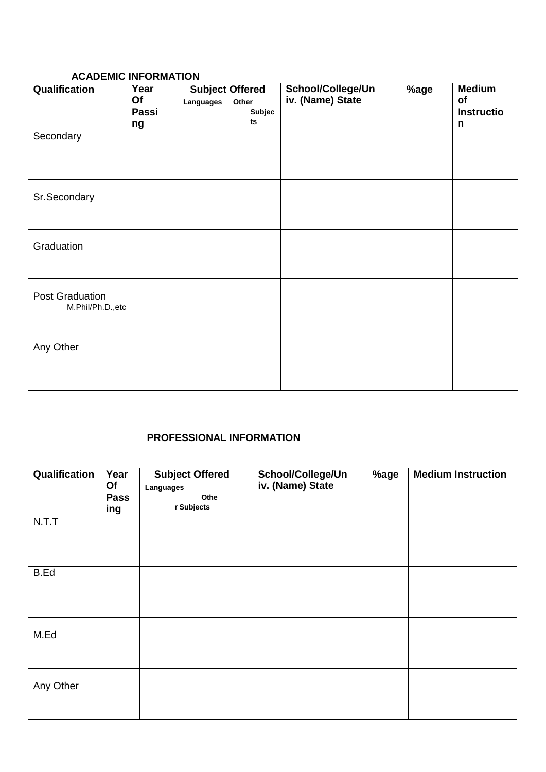### ACADEMIC INFORMATION

| Qualification | Year Of Passing | Subject Offered | | School/College/Univ. (Name) State | %age | Medium of Instruction |
|---|---|---|---|---|---|---|
| | | Languages | Other Subjects | | | |
| Secondary | | | | | | |
| Sr.Secondary | | | | | | |
| Graduation | | | | | | |
| Post Graduation M.Phil/Ph.D.,etc | | | | | | |
| Any Other | | | | | | |

### PROFESSIONAL INFORMATION

| Qualification | Year Of Passing | Subject Offered | | School/College/Univ. (Name) State | %age | Medium Instruction |
|---|---|---|---|---|---|---|
| | | Languages | Other Subjects | | | |
| N.T.T | | | | | | |
| B.Ed | | | | | | |
| M.Ed | | | | | | |
| Any Other | | | | | | |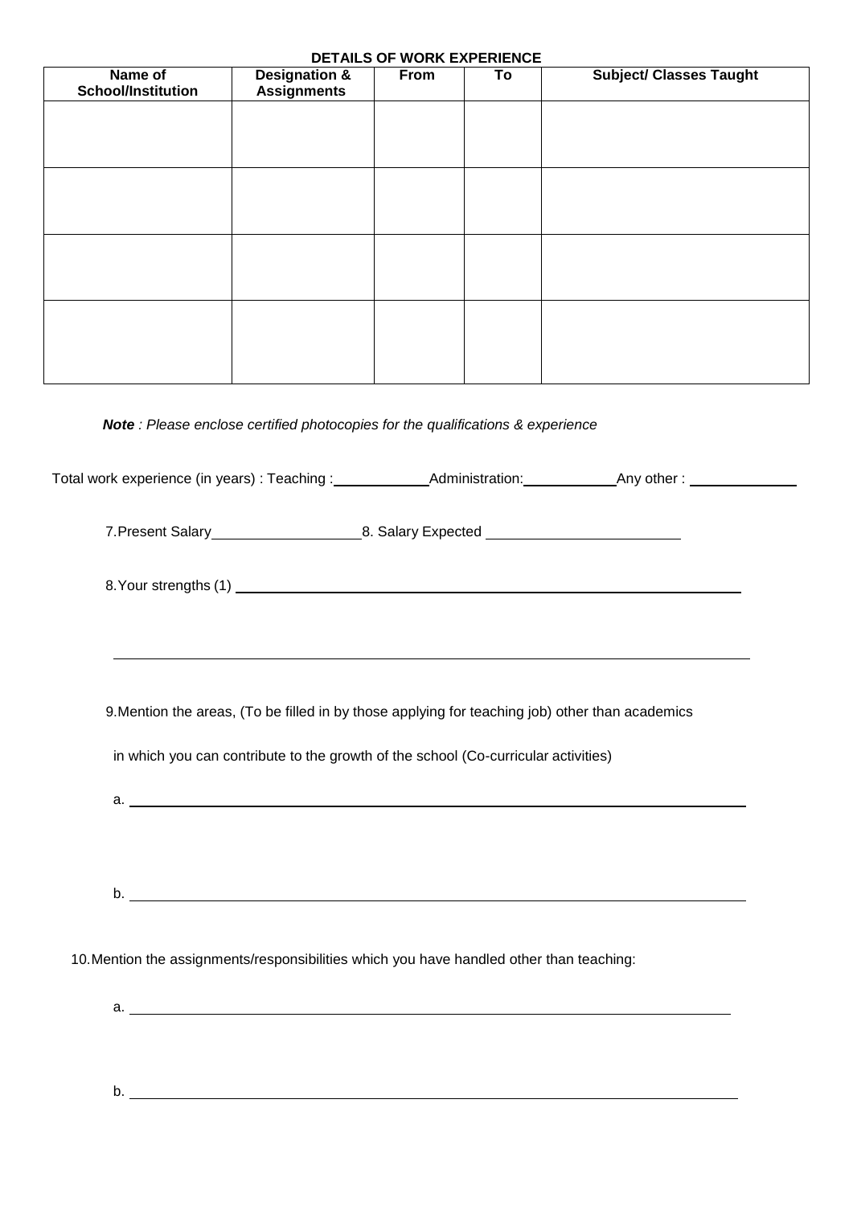**DETAILS OF WORK EXPERIENCE**

| Name of School/Institution | Designation & Assignments | From | To | Subject/ Classes Taught |
|---|---|---|---|---|
| | | | | |
| | | | | |
| | | | | |
| | | | | |

***Note*** *: Please enclose certified photocopies for the qualifications & experience*

Total work experience (in years) : Teaching : \_\_\_\_\_\_\_\_\_\_ Administration: \_\_\_\_\_\_\_\_\_\_ Any other : \_\_\_\_\_\_\_\_\_\_

7.Present Salary \_\_\_\_\_\_\_\_\_\_\_\_\_\_\_ 8. Salary Expected \_\_\_\_\_\_\_\_\_\_\_\_\_\_\_\_\_\_\_\_

8.Your strengths (1) \_\_\_\_\_\_\_\_\_\_\_\_\_\_\_\_\_\_\_\_\_\_\_\_\_\_\_\_\_\_\_\_\_\_\_\_\_\_\_\_\_\_\_\_\_\_\_\_\_\_\_\_

\_\_\_\_\_\_\_\_\_\_\_\_\_\_\_\_\_\_\_\_\_\_\_\_\_\_\_\_\_\_\_\_\_\_\_\_\_\_\_\_\_\_\_\_\_\_\_\_\_\_\_\_\_\_\_\_\_\_\_\_\_\_\_\_\_\_\_\_\_\_

9.Mention the areas, (To be filled in by those applying for teaching job) other than academics

in which you can contribute to the growth of the school (Co-curricular activities)

a. \_\_\_\_\_\_\_\_\_\_\_\_\_\_\_\_\_\_\_\_\_\_\_\_\_\_\_\_\_\_\_\_\_\_\_\_\_\_\_\_\_\_\_\_\_\_\_\_\_\_\_\_\_\_\_\_\_\_\_\_\_\_\_\_\_\_

b. \_\_\_\_\_\_\_\_\_\_\_\_\_\_\_\_\_\_\_\_\_\_\_\_\_\_\_\_\_\_\_\_\_\_\_\_\_\_\_\_\_\_\_\_\_\_\_\_\_\_\_\_\_\_\_\_\_\_\_\_\_\_\_\_\_\_

10.Mention the assignments/responsibilities which you have handled other than teaching:

a. \_\_\_\_\_\_\_\_\_\_\_\_\_\_\_\_\_\_\_\_\_\_\_\_\_\_\_\_\_\_\_\_\_\_\_\_\_\_\_\_\_\_\_\_\_\_\_\_\_\_\_\_\_\_\_\_\_\_\_\_\_\_\_\_\_\_

b. \_\_\_\_\_\_\_\_\_\_\_\_\_\_\_\_\_\_\_\_\_\_\_\_\_\_\_\_\_\_\_\_\_\_\_\_\_\_\_\_\_\_\_\_\_\_\_\_\_\_\_\_\_\_\_\_\_\_\_\_\_\_\_\_\_\_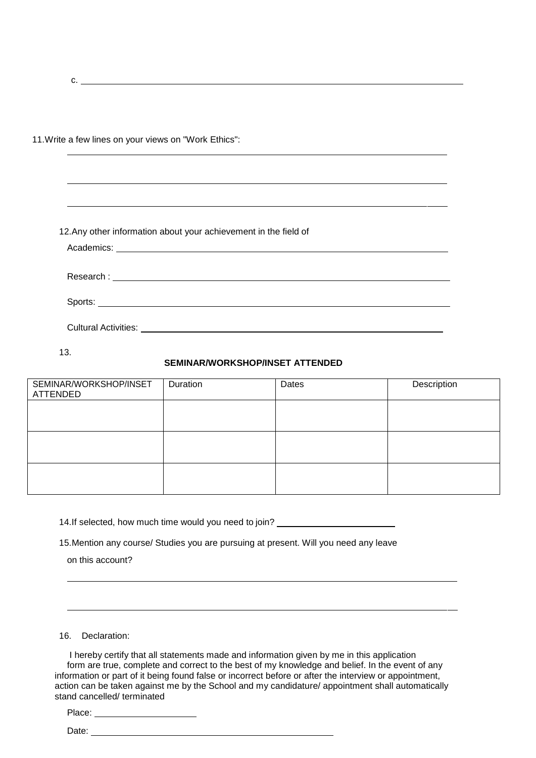c. \_\_\_\_\_\_\_\_\_\_\_\_\_\_\_\_\_\_\_\_\_\_\_\_\_\_\_\_\_\_\_\_\_\_\_\_\_\_\_\_\_\_\_\_\_\_\_\_\_\_\_\_\_\_\_\_\_\_\_\_\_\_\_\_\_\_\_\_\_\_

11. Write a few lines on your views on "Work Ethics":

\_\_\_\_\_\_\_\_\_\_\_\_\_\_\_\_\_\_\_\_\_\_\_\_\_\_\_\_\_\_\_\_\_\_\_\_\_\_\_\_\_\_\_\_\_\_\_\_\_\_\_\_\_\_\_\_\_\_\_\_\_\_\_\_\_\_\_\_\_\_

\_\_\_\_\_\_\_\_\_\_\_\_\_\_\_\_\_\_\_\_\_\_\_\_\_\_\_\_\_\_\_\_\_\_\_\_\_\_\_\_\_\_\_\_\_\_\_\_\_\_\_\_\_\_\_\_\_\_\_\_\_\_\_\_\_\_\_\_\_\_

\_\_\_\_\_\_\_\_\_\_\_\_\_\_\_\_\_\_\_\_\_\_\_\_\_\_\_\_\_\_\_\_\_\_\_\_\_\_\_\_\_\_\_\_\_\_\_\_\_\_\_\_\_\_\_\_\_\_\_\_\_\_\_\_\_\_\_\_\_\_

12. Any other information about your achievement in the field of

Academics: \_\_\_\_\_\_\_\_\_\_\_\_\_\_\_\_\_\_\_\_\_\_\_\_\_\_\_\_\_\_\_\_\_\_\_\_\_\_\_\_\_\_\_\_\_\_\_\_\_\_\_\_\_\_\_\_\_\_\_\_

Research : \_\_\_\_\_\_\_\_\_\_\_\_\_\_\_\_\_\_\_\_\_\_\_\_\_\_\_\_\_\_\_\_\_\_\_\_\_\_\_\_\_\_\_\_\_\_\_\_\_\_\_\_\_\_\_\_\_\_\_\_

Sports: \_\_\_\_\_\_\_\_\_\_\_\_\_\_\_\_\_\_\_\_\_\_\_\_\_\_\_\_\_\_\_\_\_\_\_\_\_\_\_\_\_\_\_\_\_\_\_\_\_\_\_\_\_\_\_\_\_\_\_\_\_\_

Cultural Activities: \_\_\_\_\_\_\_\_\_\_\_\_\_\_\_\_\_\_\_\_\_\_\_\_\_\_\_\_\_\_\_\_\_\_\_\_\_\_\_\_\_\_\_\_\_\_\_\_\_\_\_\_\_

13.

**SEMINAR/WORKSHOP/INSET ATTENDED**

| SEMINAR/WORKSHOP/INSET ATTENDED | Duration | Dates | Description |
|---|---|---|---|
| | | | |
| | | | |
| | | | |

14. If selected, how much time would you need to join? \_\_\_\_\_\_\_\_\_\_\_\_\_\_\_\_\_\_\_\_\_\_

15. Mention any course/ Studies you are pursuing at present. Will you need any leave on this account?

\_\_\_\_\_\_\_\_\_\_\_\_\_\_\_\_\_\_\_\_\_\_\_\_\_\_\_\_\_\_\_\_\_\_\_\_\_\_\_\_\_\_\_\_\_\_\_\_\_\_\_\_\_\_\_\_\_\_\_\_\_\_\_\_\_\_\_\_\_\_

\_\_\_\_\_\_\_\_\_\_\_\_\_\_\_\_\_\_\_\_\_\_\_\_\_\_\_\_\_\_\_\_\_\_\_\_\_\_\_\_\_\_\_\_\_\_\_\_\_\_\_\_\_\_\_\_\_\_\_\_\_\_\_\_\_\_\_\_\_\_

16. Declaration:

I hereby certify that all statements made and information given by me in this application form are true, complete and correct to the best of my knowledge and belief. In the event of any information or part of it being found false or incorrect before or after the interview or appointment, action can be taken against me by the School and my candidature/ appointment shall automatically stand cancelled/ terminated

Place: \_\_\_\_\_\_\_\_\_\_\_\_\_\_\_\_\_\_\_\_

Date: \_\_\_\_\_\_\_\_\_\_\_\_\_\_\_\_\_\_\_\_\_\_\_\_\_\_\_\_\_\_\_\_\_\_\_\_\_\_\_\_\_\_\_\_\_\_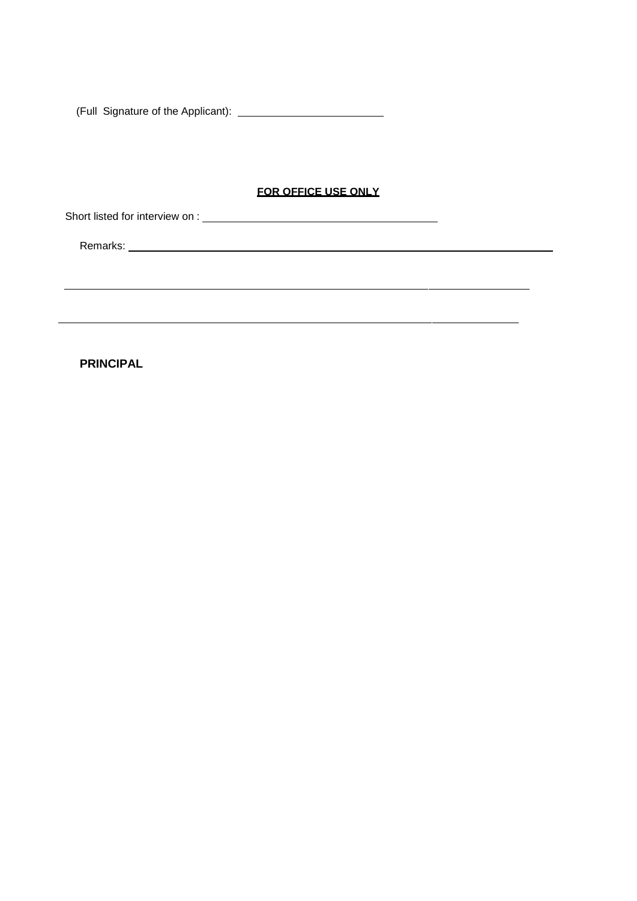(Full Signature of the Applicant): ________________________

**FOR OFFICE USE ONLY**

Short listed for interview on : ______________________________________

Remarks: ______________________________________________________________________

______________________________________________________________________

______________________________________________________________________

**PRINCIPAL**